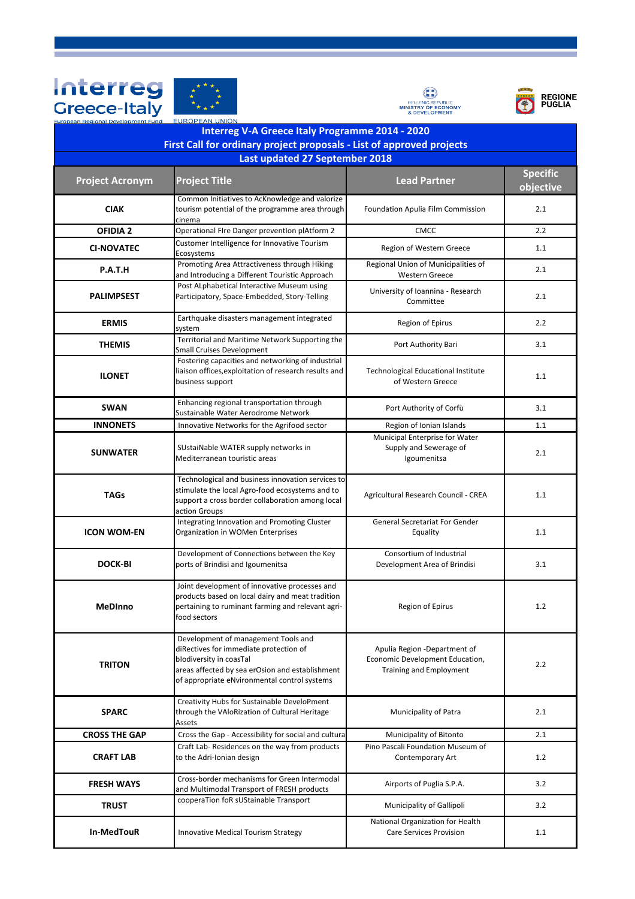# Interreg V-A Greece Italy Programme 2014 - 2020

## First Call for ordinary project proposals - List of approved projects

### Last updated 27 September 2018

| Project Acronym | Project Title | Lead Partner | Specific objective |
|---|---|---|---|
| **CIAK** | Common Initiatives to AcKnowledge and valorize tourism potential of the programme area through cinema | Foundation Apulia Film Commission | 2.1 |
| **OFIDIA 2** | Operational FIre Danger preventIon plAtform 2 | CMCC | 2.2 |
| **CI-NOVATEC** | Customer Intelligence for Innovative Tourism Ecosystems | Region of Western Greece | 1.1 |
| **P.A.T.H** | Promoting Area Attractiveness through Hiking and Introducing a Different Touristic Approach | Regional Union of Municipalities of Western Greece | 2.1 |
| **PALIMPSEST** | Post ALphabetical Interactive Museum using Participatory, Space-Embedded, Story-Telling | University of Ioannina - Research Committee | 2.1 |
| **ERMIS** | Earthquake disasters management integrated system | Region of Epirus | 2.2 |
| **THEMIS** | Territorial and Maritime Network Supporting the Small Cruises Development | Port Authority Bari | 3.1 |
| **ILONET** | Fostering capacities and networking of industrial liaison offices,exploitation of research results and business support | Technological Educational Institute of Western Greece | 1.1 |
| **SWAN** | Enhancing regional transportation through Sustainable Water Aerodrome Network | Port Authority of Corfù | 3.1 |
| **INNONETS** | Innovative Networks for the Agrifood sector | Region of Ionian Islands | 1.1 |
| **SUNWATER** | SUstaiNable WATER supply networks in Mediterranean touristic areas | Municipal Enterprise for Water Supply and Sewerage of Igoumenitsa | 2.1 |
| **TAGs** | Technological and business innovation services to stimulate the local Agro-food ecosystems and to support a cross border collaboration among local action Groups | Agricultural Research Council - CREA | 1.1 |
| **ICON WOM-EN** | Integrating Innovation and Promoting Cluster Organization in WOMen Enterprises | General Secretariat For Gender Equality | 1.1 |
| **DOCK-BI** | Development of Connections between the Key ports of Brindisi and Igoumenitsa | Consortium of Industrial Development Area of Brindisi | 3.1 |
| **MeDInno** | Joint development of innovative processes and products based on local dairy and meat tradition pertaining to ruminant farming and relevant agri-food sectors | Region of Epirus | 1.2 |
| **TRITON** | Development of management Tools and diRectives for immediate protection of bIodiversity in coasTal areas affected by sea erOsion and establishment of appropriate eNvironmental control systems | Apulia Region -Department of Economic Development Education, Training and Employment | 2.2 |
| **SPARC** | Creativity Hubs for Sustainable DeveloPment through the VAloRization of Cultural Heritage Assets | Municipality of Patra | 2.1 |
| **CROSS THE GAP** | Cross the Gap - Accessibility for social and cultura | Municipality of Bitonto | 2.1 |
| **CRAFT LAB** | Craft Lab- Residences on the way from products to the Adri-Ionian design | Pino Pascali Foundation Museum of Contemporary Art | 1.2 |
| **FRESH WAYS** | Cross-border mechanisms for Green Intermodal and Multimodal Transport of FRESH products | Airports of Puglia S.P.A. | 3.2 |
| **TRUST** | cooperaTion foR sUStainable Transport | Municipality of Gallipoli | 3.2 |
| **In-MedTouR** | Innovative Medical Tourism Strategy | National Organization for Health Care Services Provision | 1.1 |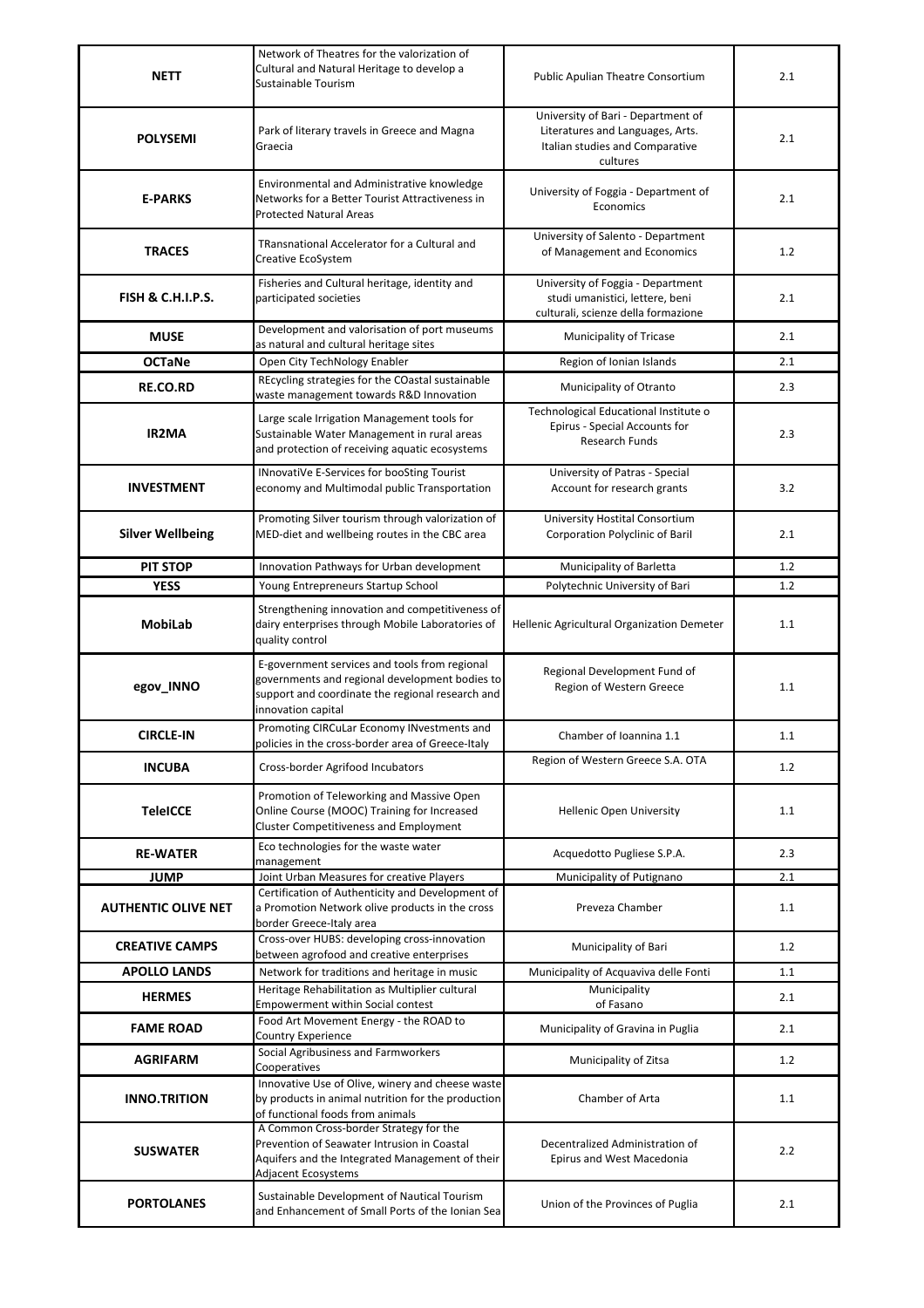| | | | |
|---|---|---|---|
| **NETT** | Network of Theatres for the valorization of Cultural and Natural Heritage to develop a Sustainable Tourism | Public Apulian Theatre Consortium | 2.1 |
| **POLYSEMI** | Park of literary travels in Greece and Magna Graecia | University of Bari - Department of Literatures and Languages, Arts. Italian studies and Comparative cultures | 2.1 |
| **E-PARKS** | Environmental and Administrative knowledge Networks for a Better Tourist Attractiveness in Protected Natural Areas | University of Foggia - Department of Economics | 2.1 |
| **TRACES** | TRansnational Accelerator for a Cultural and Creative EcoSystem | University of Salento - Department of Management and Economics | 1.2 |
| **FISH & C.H.I.P.S.** | Fisheries and Cultural heritage, identity and participated societies | University of Foggia - Department studi umanistici, lettere, beni culturali, scienze della formazione | 2.1 |
| **MUSE** | Development and valorisation of port museums as natural and cultural heritage sites | Municipality of Tricase | 2.1 |
| **OCTaNe** | Open City TechNology Enabler | Region of Ionian Islands | 2.1 |
| **RE.CO.RD** | REcycling strategies for the COastal sustainable waste management towards R&D Innovation | Municipality of Otranto | 2.3 |
| **IR2MA** | Large scale Irrigation Management tools for Sustainable Water Management in rural areas and protection of receiving aquatic ecosystems | Technological Educational Institute o Epirus - Special Accounts for Research Funds | 2.3 |
| **INVESTMENT** | INnovatiVe E-Services for booSting Tourist economy and Multimodal public Transportation | University of Patras - Special Account for research grants | 3.2 |
| **Silver Wellbeing** | Promoting Silver tourism through valorization of MED-diet and wellbeing routes in the CBC area | University Hostital Consortium Corporation Polyclinic of Baril | 2.1 |
| **PIT STOP** | Innovation Pathways for Urban development | Municipality of Barletta | 1.2 |
| **YESS** | Young Entrepreneurs Startup School | Polytechnic University of Bari | 1.2 |
| **MobiLab** | Strengthening innovation and competitiveness of dairy enterprises through Mobile Laboratories of quality control | Hellenic Agricultural Organization Demeter | 1.1 |
| **egov_INNO** | E-government services and tools from regional governments and regional development bodies to support and coordinate the regional research and innovation capital | Regional Development Fund of Region of Western Greece | 1.1 |
| **CIRCLE-IN** | Promoting CIRCuLar Economy INvestments and policies in the cross-border area of Greece-Italy | Chamber of Ioannina 1.1 | 1.1 |
| **INCUBA** | Cross-border Agrifood Incubators | Region of Western Greece S.A. OTA | 1.2 |
| **TeleICCE** | Promotion of Teleworking and Massive Open Online Course (MOOC) Training for Increased Cluster Competitiveness and Employment | Hellenic Open University | 1.1 |
| **RE-WATER** | Eco technologies for the waste water management | Acquedotto Pugliese S.P.A. | 2.3 |
| **JUMP** | Joint Urban Measures for creative Players | Municipality of Putignano | 2.1 |
| **AUTHENTIC OLIVE NET** | Certification of Authenticity and Development of a Promotion Network olive products in the cross border Greece-Italy area | Preveza Chamber | 1.1 |
| **CREATIVE CAMPS** | Cross-over HUBS: developing cross-innovation between agrofood and creative enterprises | Municipality of Bari | 1.2 |
| **APOLLO LANDS** | Network for traditions and heritage in music | Municipality of Acquaviva delle Fonti | 1.1 |
| **HERMES** | Heritage Rehabilitation as Multiplier cultural Empowerment within Social contest | Municipality of Fasano | 2.1 |
| **FAME ROAD** | Food Art Movement Energy - the ROAD to Country Experience | Municipality of Gravina in Puglia | 2.1 |
| **AGRIFARM** | Social Agribusiness and Farmworkers Cooperatives | Municipality of Zitsa | 1.2 |
| **INNO.TRITION** | Innovative Use of Olive, winery and cheese waste by products in animal nutrition for the production of functional foods from animals | Chamber of Arta | 1.1 |
| **SUSWATER** | A Common Cross-border Strategy for the Prevention of Seawater Intrusion in Coastal Aquifers and the Integrated Management of their Adjacent Ecosystems | Decentralized Administration of Epirus and West Macedonia | 2.2 |
| **PORTOLANES** | Sustainable Development of Nautical Tourism and Enhancement of Small Ports of the Ionian Sea | Union of the Provinces of Puglia | 2.1 |